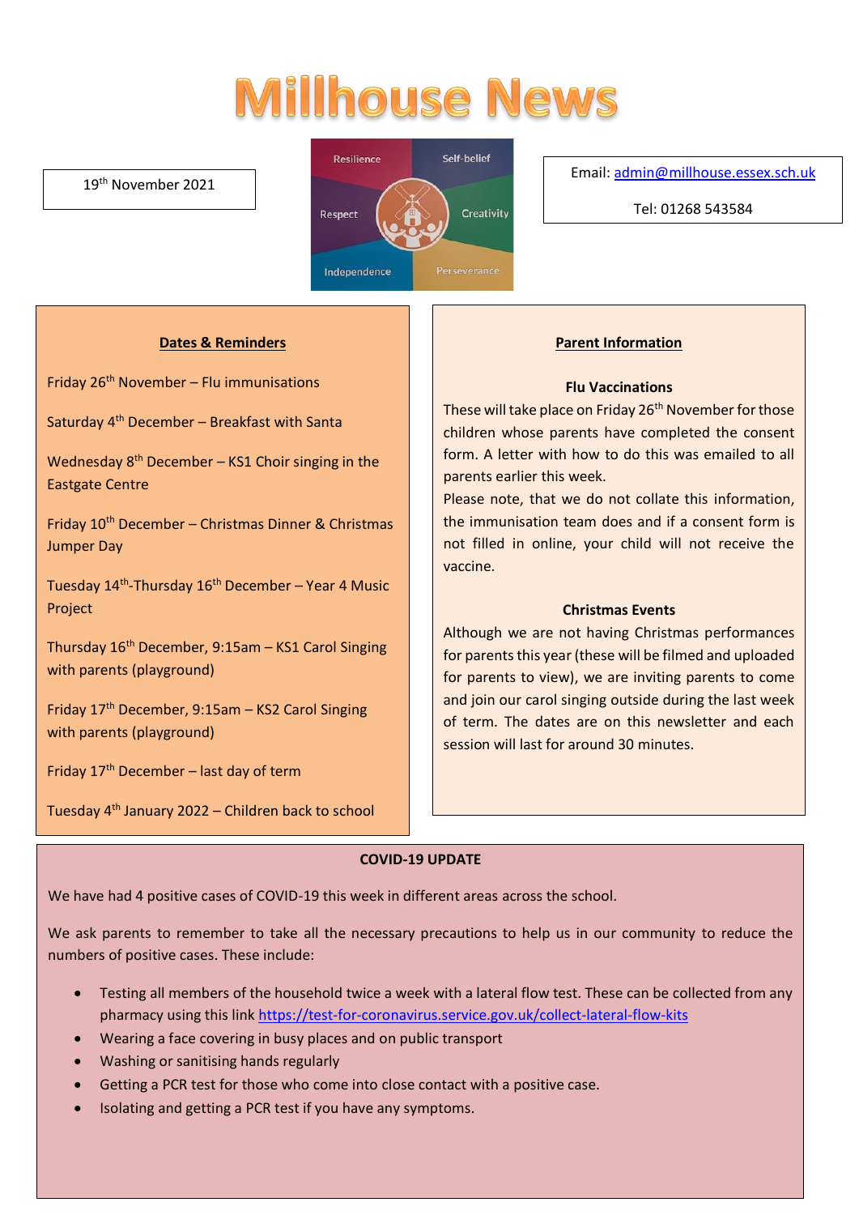# Millhouse News

19th November 2021

Email: admin@millhouse.essex.sch.uk

Tel: 01268 543584

Resilience
Self-belief
Respect
Creativity
Independence
Perseverance

## Dates & Reminders

Friday 26th November – Flu immunisations

Saturday 4th December – Breakfast with Santa

Wednesday 8th December – KS1 Choir singing in the Eastgate Centre

Friday 10th December – Christmas Dinner & Christmas Jumper Day

Tuesday 14th-Thursday 16th December – Year 4 Music Project

Thursday 16th December, 9:15am – KS1 Carol Singing with parents (playground)

Friday 17th December, 9:15am – KS2 Carol Singing with parents (playground)

Friday 17th December – last day of term

Tuesday 4th January 2022 – Children back to school

## Parent Information

### Flu Vaccinations

These will take place on Friday 26th November for those children whose parents have completed the consent form. A letter with how to do this was emailed to all parents earlier this week.

Please note, that we do not collate this information, the immunisation team does and if a consent form is not filled in online, your child will not receive the vaccine.

### Christmas Events

Although we are not having Christmas performances for parents this year (these will be filmed and uploaded for parents to view), we are inviting parents to come and join our carol singing outside during the last week of term. The dates are on this newsletter and each session will last for around 30 minutes.

## COVID-19 UPDATE

We have had 4 positive cases of COVID-19 this week in different areas across the school.

We ask parents to remember to take all the necessary precautions to help us in our community to reduce the numbers of positive cases. These include:

- Testing all members of the household twice a week with a lateral flow test. These can be collected from any pharmacy using this link https://test-for-coronavirus.service.gov.uk/collect-lateral-flow-kits
- Wearing a face covering in busy places and on public transport
- Washing or sanitising hands regularly
- Getting a PCR test for those who come into close contact with a positive case.
- Isolating and getting a PCR test if you have any symptoms.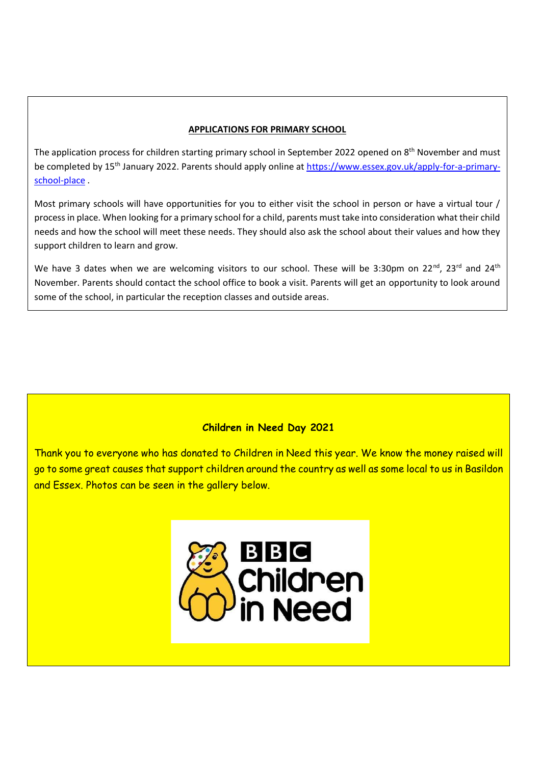## APPLICATIONS FOR PRIMARY SCHOOL

The application process for children starting primary school in September 2022 opened on 8th November and must be completed by 15th January 2022. Parents should apply online at [https://www.essex.gov.uk/apply-for-a-primary-school-place](https://www.essex.gov.uk/apply-for-a-primary-school-place) .

Most primary schools will have opportunities for you to either visit the school in person or have a virtual tour / process in place. When looking for a primary school for a child, parents must take into consideration what their child needs and how the school will meet these needs. They should also ask the school about their values and how they support children to learn and grow.

We have 3 dates when we are welcoming visitors to our school. These will be 3:30pm on 22nd, 23rd and 24th November. Parents should contact the school office to book a visit. Parents will get an opportunity to look around some of the school, in particular the reception classes and outside areas.

## Children in Need Day 2021

Thank you to everyone who has donated to Children in Need this year. We know the money raised will go to some great causes that support children around the country as well as some local to us in Basildon and Essex. Photos can be seen in the gallery below.

BBC Children in Need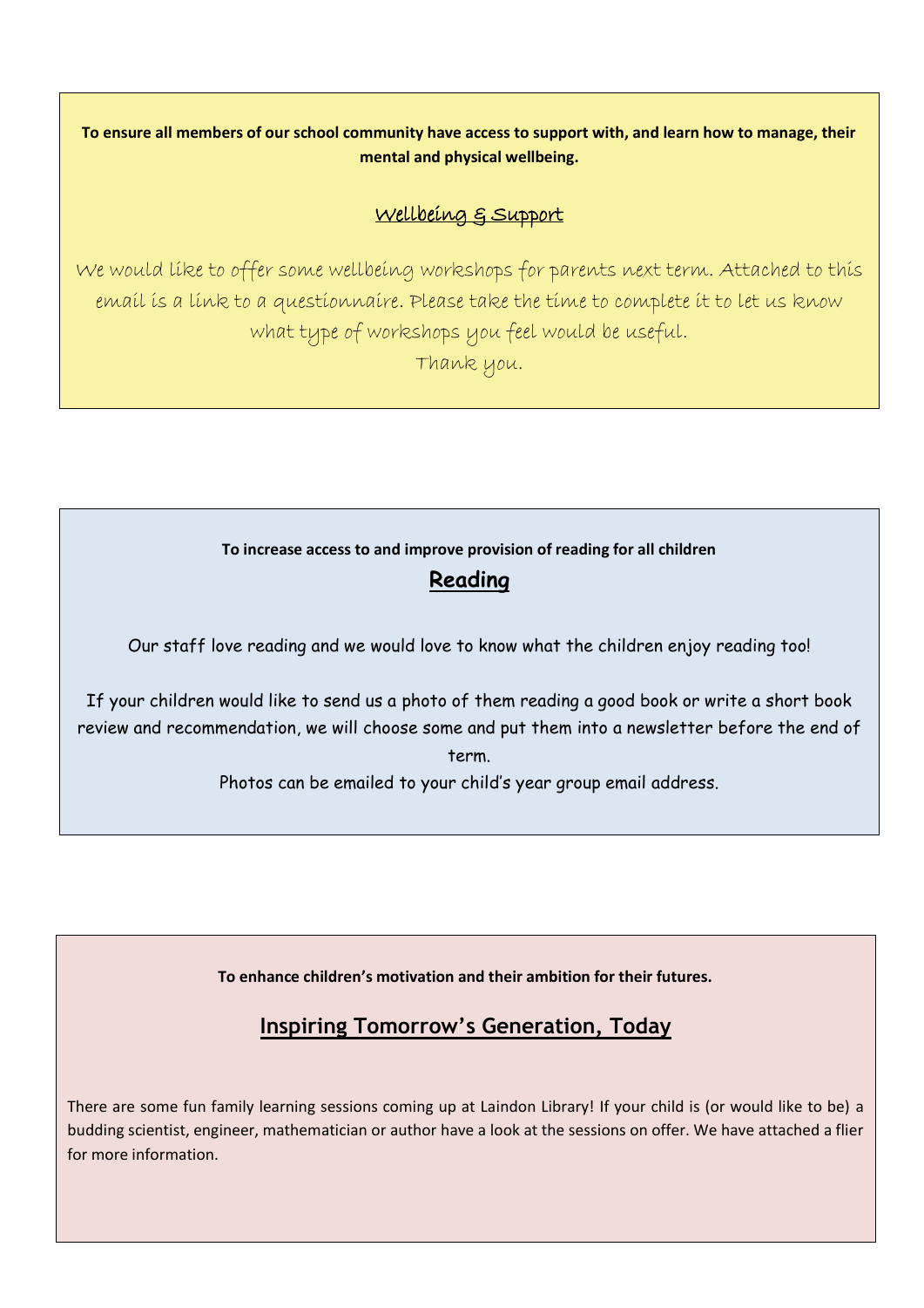**To ensure all members of our school community have access to support with, and learn how to manage, their mental and physical wellbeing.**

## Wellbeing & Support

We would like to offer some wellbeing workshops for parents next term. Attached to this email is a link to a questionnaire. Please take the time to complete it to let us know what type of workshops you feel would be useful.
Thank you.

**To increase access to and improve provision of reading for all children**

## Reading

Our staff love reading and we would love to know what the children enjoy reading too!

If your children would like to send us a photo of them reading a good book or write a short book review and recommendation, we will choose some and put them into a newsletter before the end of term.
Photos can be emailed to your child's year group email address.

**To enhance children's motivation and their ambition for their futures.**

## Inspiring Tomorrow's Generation, Today

There are some fun family learning sessions coming up at Laindon Library! If your child is (or would like to be) a budding scientist, engineer, mathematician or author have a look at the sessions on offer. We have attached a flier for more information.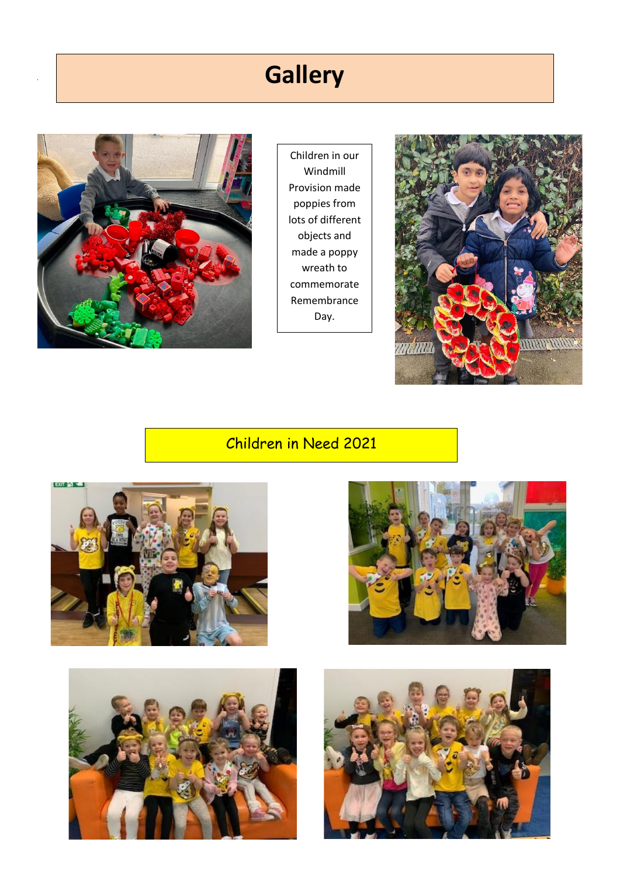# Gallery

Children in our Windmill Provision made poppies from lots of different objects and made a poppy wreath to commemorate Remembrance Day.

## Children in Need 2021